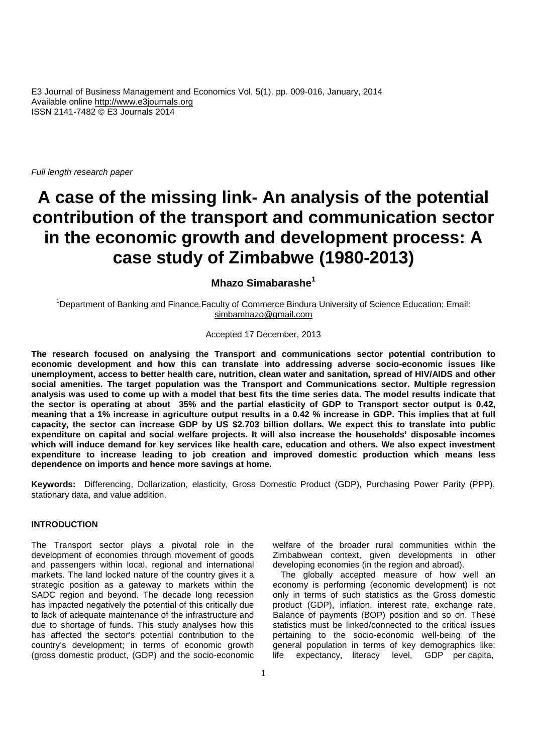E3 Journal of Business Management and Economics Vol. 5(1). pp. 009-016, January, 2014
Available online http://www.e3journals.org
ISSN 2141-7482 © E3 Journals 2014

*Full length research paper*

# A case of the missing link- An analysis of the potential contribution of the transport and communication sector in the economic growth and development process: A case study of Zimbabwe (1980-2013)

**Mhazo Simabarashe[1]**

[1]Department of Banking and Finance.Faculty of Commerce Bindura University of Science Education; Email: simbamhazo@gmail.com

Accepted 17 December, 2013

**The research focused on analysing the Transport and communications sector potential contribution to economic development and how this can translate into addressing adverse socio-economic issues like unemployment, access to better health care, nutrition, clean water and sanitation, spread of HIV/AIDS and other social amenities. The target population was the Transport and Communications sector. Multiple regression analysis was used to come up with a model that best fits the time series data. The model results indicate that the sector is operating at about 35% and the partial elasticity of GDP to Transport sector output is 0.42, meaning that a 1% increase in agriculture output results in a 0.42 % increase in GDP. This implies that at full capacity, the sector can increase GDP by US $2.703 billion dollars. We expect this to translate into public expenditure on capital and social welfare projects. It will also increase the households' disposable incomes which will induce demand for key services like health care, education and others. We also expect investment expenditure to increase leading to job creation and improved domestic production which means less dependence on imports and hence more savings at home.**

**Keywords:** Differencing, Dollarization, elasticity, Gross Domestic Product (GDP), Purchasing Power Parity (PPP), stationary data, and value addition.

## INTRODUCTION

The Transport sector plays a pivotal role in the development of economies through movement of goods and passengers within local, regional and international markets. The land locked nature of the country gives it a strategic position as a gateway to markets within the SADC region and beyond. The decade long recession has impacted negatively the potential of this critically due to lack of adequate maintenance of the infrastructure and due to shortage of funds. This study analyses how this has affected the sector's potential contribution to the country's development; in terms of economic growth (gross domestic product, (GDP) and the socio-economic welfare of the broader rural communities within the Zimbabwean context, given developments in other developing economies (in the region and abroad).

The globally accepted measure of how well an economy is performing (economic development) is not only in terms of such statistics as the Gross domestic product (GDP), inflation, interest rate, exchange rate, Balance of payments (BOP) position and so on. These statistics must be linked/connected to the critical issues pertaining to the socio-economic well-being of the general population in terms of key demographics like: life expectancy, literacy level, GDP per capita,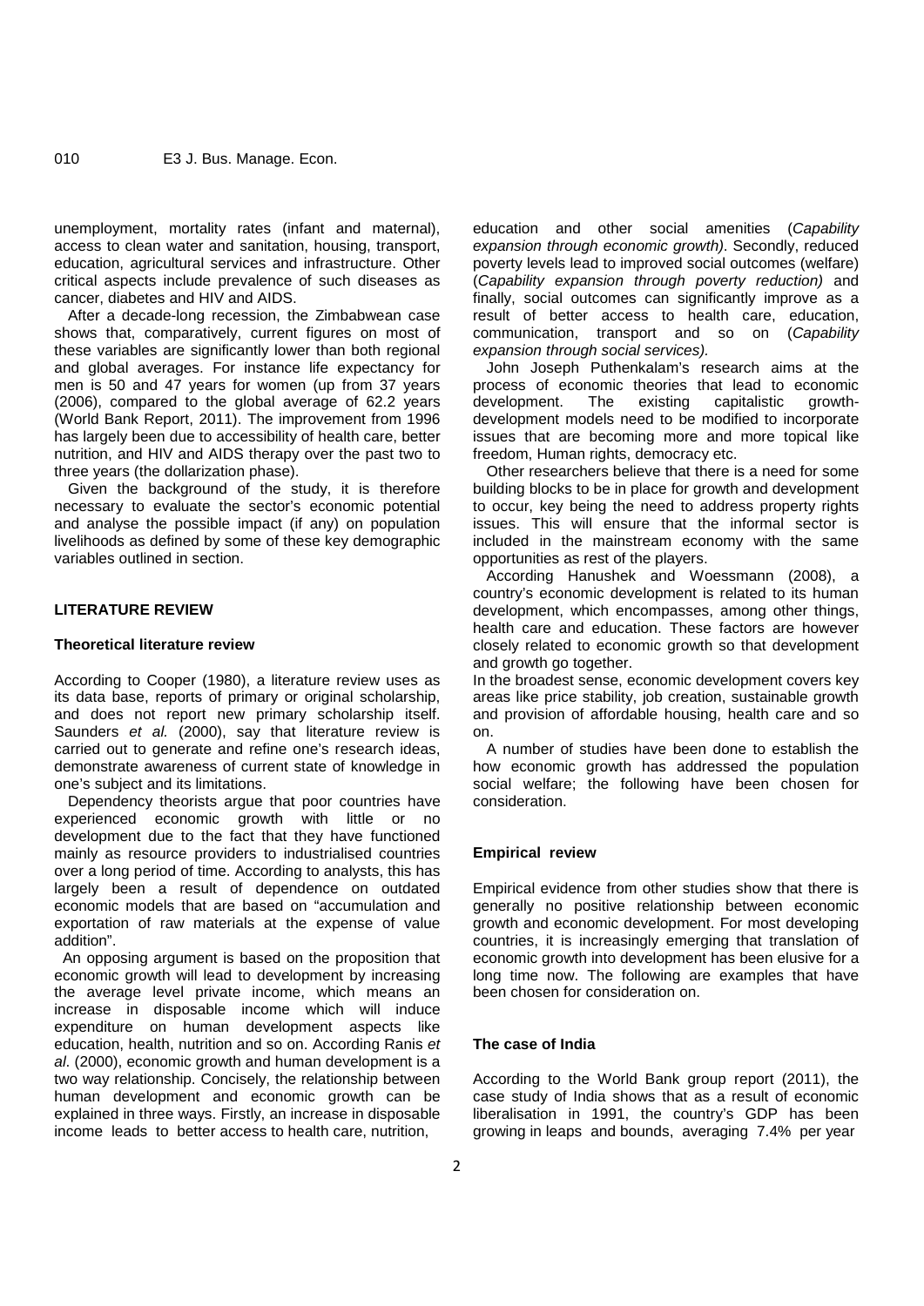unemployment, mortality rates (infant and maternal), access to clean water and sanitation, housing, transport, education, agricultural services and infrastructure. Other critical aspects include prevalence of such diseases as cancer, diabetes and HIV and AIDS.

After a decade-long recession, the Zimbabwean case shows that, comparatively, current figures on most of these variables are significantly lower than both regional and global averages. For instance life expectancy for men is 50 and 47 years for women (up from 37 years (2006), compared to the global average of 62.2 years (World Bank Report, 2011). The improvement from 1996 has largely been due to accessibility of health care, better nutrition, and HIV and AIDS therapy over the past two to three years (the dollarization phase).

Given the background of the study, it is therefore necessary to evaluate the sector's economic potential and analyse the possible impact (if any) on population livelihoods as defined by some of these key demographic variables outlined in section.

## LITERATURE REVIEW

### Theoretical literature review

According to Cooper (1980), a literature review uses as its data base, reports of primary or original scholarship, and does not report new primary scholarship itself. Saunders *et al.* (2000), say that literature review is carried out to generate and refine one's research ideas, demonstrate awareness of current state of knowledge in one's subject and its limitations.

Dependency theorists argue that poor countries have experienced economic growth with little or no development due to the fact that they have functioned mainly as resource providers to industrialised countries over a long period of time. According to analysts, this has largely been a result of dependence on outdated economic models that are based on "accumulation and exportation of raw materials at the expense of value addition".

An opposing argument is based on the proposition that economic growth will lead to development by increasing the average level private income, which means an increase in disposable income which will induce expenditure on human development aspects like education, health, nutrition and so on. According Ranis *et al*. (2000), economic growth and human development is a two way relationship. Concisely, the relationship between human development and economic growth can be explained in three ways. Firstly, an increase in disposable income leads to better access to health care, nutrition, education and other social amenities (*Capability expansion through economic growth)*. Secondly, reduced poverty levels lead to improved social outcomes (welfare) (*Capability expansion through poverty reduction)* and finally, social outcomes can significantly improve as a result of better access to health care, education, communication, transport and so on (*Capability expansion through social services).*

John Joseph Puthenkalam's research aims at the process of economic theories that lead to economic development. The existing capitalistic growth-development models need to be modified to incorporate issues that are becoming more and more topical like freedom, Human rights, democracy etc.

Other researchers believe that there is a need for some building blocks to be in place for growth and development to occur, key being the need to address property rights issues. This will ensure that the informal sector is included in the mainstream economy with the same opportunities as rest of the players.

According Hanushek and Woessmann (2008), a country's economic development is related to its human development, which encompasses, among other things, health care and education. These factors are however closely related to economic growth so that development and growth go together.

In the broadest sense, economic development covers key areas like price stability, job creation, sustainable growth and provision of affordable housing, health care and so on.

A number of studies have been done to establish the how economic growth has addressed the population social welfare; the following have been chosen for consideration.

### Empirical review

Empirical evidence from other studies show that there is generally no positive relationship between economic growth and economic development. For most developing countries, it is increasingly emerging that translation of economic growth into development has been elusive for a long time now. The following are examples that have been chosen for consideration on.

### The case of India

According to the World Bank group report (2011), the case study of India shows that as a result of economic liberalisation in 1991, the country's GDP has been growing in leaps and bounds, averaging 7.4% per year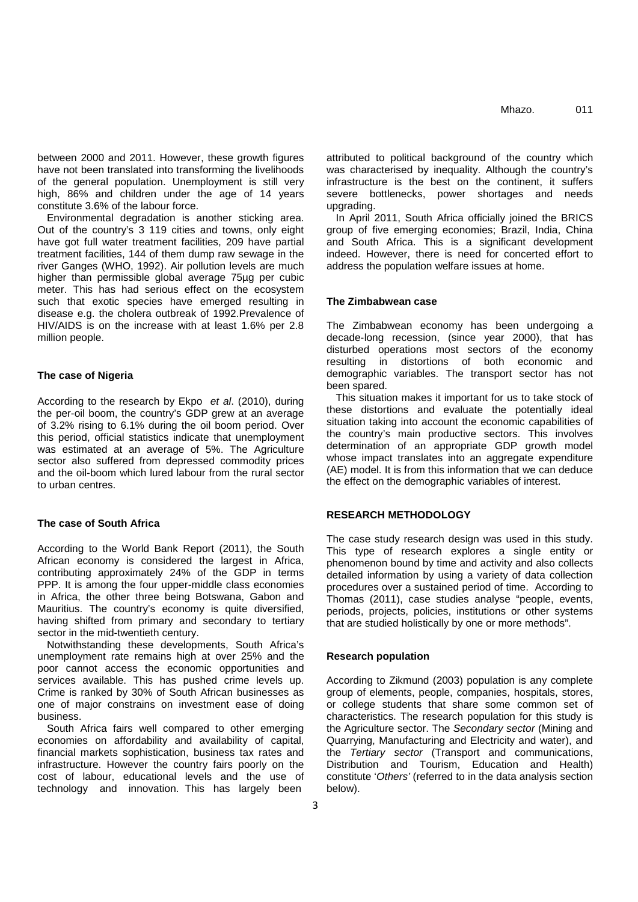between 2000 and 2011. However, these growth figures have not been translated into transforming the livelihoods of the general population. Unemployment is still very high, 86% and children under the age of 14 years constitute 3.6% of the labour force.

Environmental degradation is another sticking area. Out of the country's 3 119 cities and towns, only eight have got full water treatment facilities, 209 have partial treatment facilities, 144 of them dump raw sewage in the river Ganges (WHO, 1992). Air pollution levels are much higher than permissible global average 75µg per cubic meter. This has had serious effect on the ecosystem such that exotic species have emerged resulting in disease e.g. the cholera outbreak of 1992.Prevalence of HIV/AIDS is on the increase with at least 1.6% per 2.8 million people.

### The case of Nigeria

According to the research by Ekpo *et al*. (2010), during the per-oil boom, the country's GDP grew at an average of 3.2% rising to 6.1% during the oil boom period. Over this period, official statistics indicate that unemployment was estimated at an average of 5%. The Agriculture sector also suffered from depressed commodity prices and the oil-boom which lured labour from the rural sector to urban centres.

### The case of South Africa

According to the World Bank Report (2011), the South African economy is considered the largest in Africa, contributing approximately 24% of the GDP in terms PPP. It is among the four upper-middle class economies in Africa, the other three being Botswana, Gabon and Mauritius. The country's economy is quite diversified, having shifted from primary and secondary to tertiary sector in the mid-twentieth century.

Notwithstanding these developments, South Africa's unemployment rate remains high at over 25% and the poor cannot access the economic opportunities and services available. This has pushed crime levels up. Crime is ranked by 30% of South African businesses as one of major constrains on investment ease of doing business.

South Africa fairs well compared to other emerging economies on affordability and availability of capital, financial markets sophistication, business tax rates and infrastructure. However the country fairs poorly on the cost of labour, educational levels and the use of technology and innovation. This has largely been attributed to political background of the country which was characterised by inequality. Although the country's infrastructure is the best on the continent, it suffers severe bottlenecks, power shortages and needs upgrading.

In April 2011, South Africa officially joined the BRICS group of five emerging economies; Brazil, India, China and South Africa. This is a significant development indeed. However, there is need for concerted effort to address the population welfare issues at home.

### The Zimbabwean case

The Zimbabwean economy has been undergoing a decade-long recession, (since year 2000), that has disturbed operations most sectors of the economy resulting in distortions of both economic and demographic variables. The transport sector has not been spared.

This situation makes it important for us to take stock of these distortions and evaluate the potentially ideal situation taking into account the economic capabilities of the country's main productive sectors. This involves determination of an appropriate GDP growth model whose impact translates into an aggregate expenditure (AE) model. It is from this information that we can deduce the effect on the demographic variables of interest.

## RESEARCH METHODOLOGY

The case study research design was used in this study. This type of research explores a single entity or phenomenon bound by time and activity and also collects detailed information by using a variety of data collection procedures over a sustained period of time. According to Thomas (2011), case studies analyse "people, events, periods, projects, policies, institutions or other systems that are studied holistically by one or more methods".

### Research population

According to Zikmund (2003) population is any complete group of elements, people, companies, hospitals, stores, or college students that share some common set of characteristics. The research population for this study is the Agriculture sector. The *Secondary sector* (Mining and Quarrying, Manufacturing and Electricity and water), and the *Tertiary sector* (Transport and communications, Distribution and Tourism, Education and Health) constitute '*Others'* (referred to in the data analysis section below).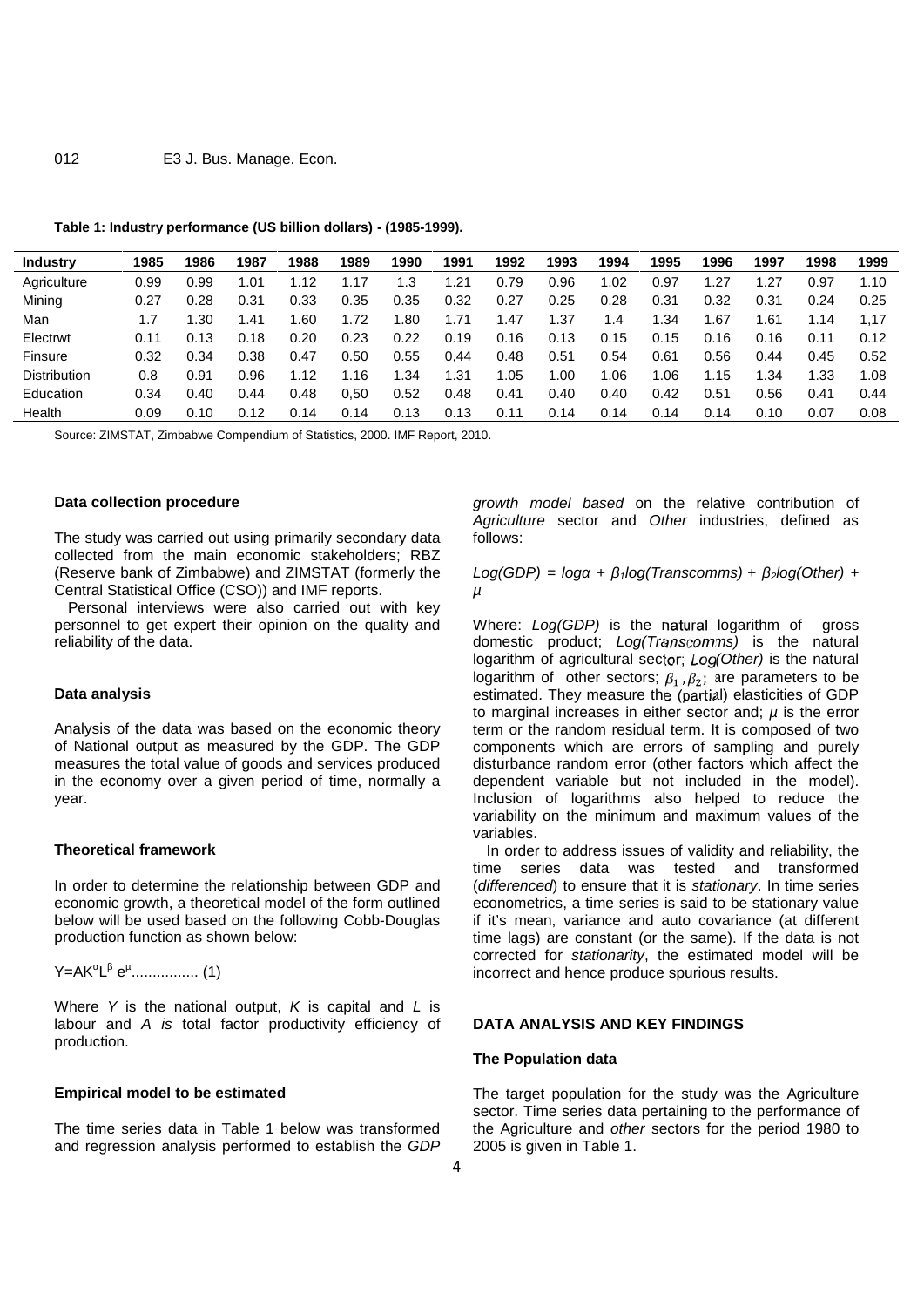**Table 1: Industry performance (US billion dollars) - (1985-1999).**

| Industry | 1985 | 1986 | 1987 | 1988 | 1989 | 1990 | 1991 | 1992 | 1993 | 1994 | 1995 | 1996 | 1997 | 1998 | 1999 |
|---|---|---|---|---|---|---|---|---|---|---|---|---|---|---|---|
| Agriculture | 0.99 | 0.99 | 1.01 | 1.12 | 1.17 | 1.3 | 1.21 | 0.79 | 0.96 | 1.02 | 0.97 | 1.27 | 1.27 | 0.97 | 1.10 |
| Mining | 0.27 | 0.28 | 0.31 | 0.33 | 0.35 | 0.35 | 0.32 | 0.27 | 0.25 | 0.28 | 0.31 | 0.32 | 0.31 | 0.24 | 0.25 |
| Man | 1.7 | 1.30 | 1.41 | 1.60 | 1.72 | 1.80 | 1.71 | 1.47 | 1.37 | 1.4 | 1.34 | 1.67 | 1.61 | 1.14 | 1,17 |
| Electrwt | 0.11 | 0.13 | 0.18 | 0.20 | 0.23 | 0.22 | 0.19 | 0.16 | 0.13 | 0.15 | 0.15 | 0.16 | 0.16 | 0.11 | 0.12 |
| Finsure | 0.32 | 0.34 | 0.38 | 0.47 | 0.50 | 0.55 | 0,44 | 0.48 | 0.51 | 0.54 | 0.61 | 0.56 | 0.44 | 0.45 | 0.52 |
| Distribution | 0.8 | 0.91 | 0.96 | 1.12 | 1.16 | 1.34 | 1.31 | 1.05 | 1.00 | 1.06 | 1.06 | 1.15 | 1.34 | 1.33 | 1.08 |
| Education | 0.34 | 0.40 | 0.44 | 0.48 | 0,50 | 0.52 | 0.48 | 0.41 | 0.40 | 0.40 | 0.42 | 0.51 | 0.56 | 0.41 | 0.44 |
| Health | 0.09 | 0.10 | 0.12 | 0.14 | 0.14 | 0.13 | 0.13 | 0.11 | 0.14 | 0.14 | 0.14 | 0.14 | 0.10 | 0.07 | 0.08 |

Source: ZIMSTAT, Zimbabwe Compendium of Statistics, 2000. IMF Report, 2010.

### Data collection procedure

The study was carried out using primarily secondary data collected from the main economic stakeholders; RBZ (Reserve bank of Zimbabwe) and ZIMSTAT (formerly the Central Statistical Office (CSO)) and IMF reports.

Personal interviews were also carried out with key personnel to get expert their opinion on the quality and reliability of the data.

### Data analysis

Analysis of the data was based on the economic theory of National output as measured by the GDP. The GDP measures the total value of goods and services produced in the economy over a given period of time, normally a year.

### Theoretical framework

In order to determine the relationship between GDP and economic growth, a theoretical model of the form outlined below will be used based on the following Cobb-Douglas production function as shown below:

$$Y=AK^{\alpha}L^{\beta}e^{\mu} \qquad (1)$$

Where $Y$ is the national output, $K$ is capital and $L$ is labour and $A$ *is* total factor productivity efficiency of production.

### Empirical model to be estimated

The time series data in Table 1 below was transformed and regression analysis performed to establish the *GDP growth model based* on the relative contribution of *Agriculture* sector and *Other* industries, defined as follows:

$$Log(GDP) = log\alpha + \beta_1 log(Transcomms) + \beta_2 log(Other) + \mu$$

Where: *Log(GDP)* is the natural logarithm of gross domestic product; *Log(Transcomms)* is the natural logarithm of agricultural sector; *Log(Other)* is the natural logarithm of other sectors; $\beta_1, \beta_2$; are parameters to be estimated. They measure the (partial) elasticities of GDP to marginal increases in either sector and; $\mu$ is the error term or the random residual term. It is composed of two components which are errors of sampling and purely disturbance random error (other factors which affect the dependent variable but not included in the model). Inclusion of logarithms also helped to reduce the variability on the minimum and maximum values of the variables.

In order to address issues of validity and reliability, the time series data was tested and transformed (*differenced*) to ensure that it is *stationary*. In time series econometrics, a time series is said to be stationary value if it's mean, variance and auto covariance (at different time lags) are constant (or the same). If the data is not corrected for *stationarity*, the estimated model will be incorrect and hence produce spurious results.

## DATA ANALYSIS AND KEY FINDINGS

### The Population data

The target population for the study was the Agriculture sector. Time series data pertaining to the performance of the Agriculture and *other* sectors for the period 1980 to 2005 is given in Table 1.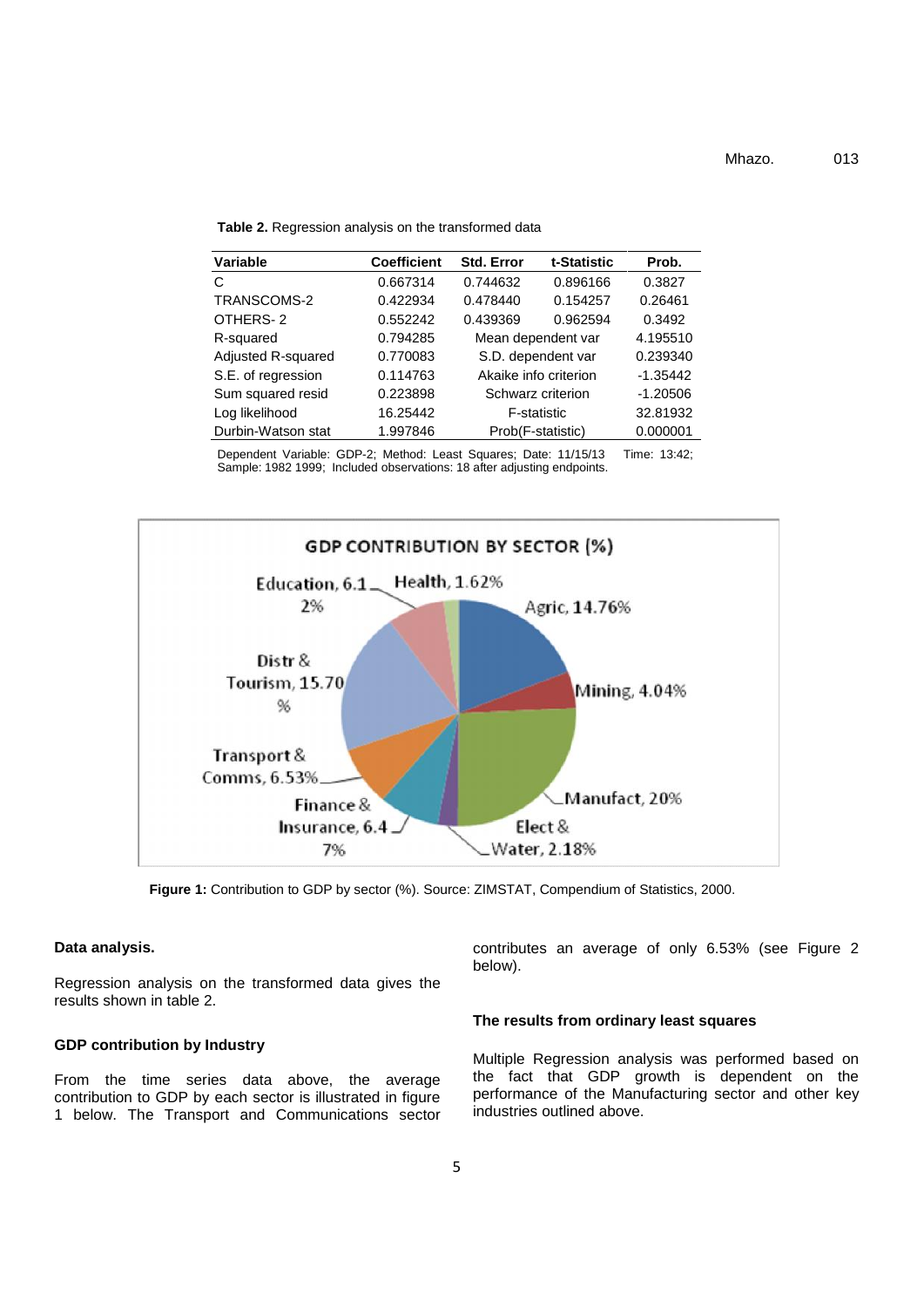**Table 2.** Regression analysis on the transformed data

| Variable | Coefficient | Std. Error | t-Statistic | Prob. |
|---|---|---|---|---|
| C | 0.667314 | 0.744632 | 0.896166 | 0.3827 |
| TRANSCOMS-2 | 0.422934 | 0.478440 | 0.154257 | 0.26461 |
| OTHERS- 2 | 0.552242 | 0.439369 | 0.962594 | 0.3492 |
| R-squared | 0.794285 | Mean dependent var | | 4.195510 |
| Adjusted R-squared | 0.770083 | S.D. dependent var | | 0.239340 |
| S.E. of regression | 0.114763 | Akaike info criterion | | -1.35442 |
| Sum squared resid | 0.223898 | Schwarz criterion | | -1.20506 |
| Log likelihood | 16.25442 | F-statistic | | 32.81932 |
| Durbin-Watson stat | 1.997846 | Prob(F-statistic) | | 0.000001 |

Dependent Variable: GDP-2; Method: Least Squares; Date: 11/15/13 Time: 13:42; Sample: 1982 1999; Included observations: 18 after adjusting endpoints.

**Figure 1:** Contribution to GDP by sector (%). Source: ZIMSTAT, Compendium of Statistics, 2000.

### Data analysis.

Regression analysis on the transformed data gives the results shown in table 2.

### GDP contribution by Industry

From the time series data above, the average contribution to GDP by each sector is illustrated in figure 1 below. The Transport and Communications sector contributes an average of only 6.53% (see Figure 2 below).

### The results from ordinary least squares

Multiple Regression analysis was performed based on the fact that GDP growth is dependent on the performance of the Manufacturing sector and other key industries outlined above.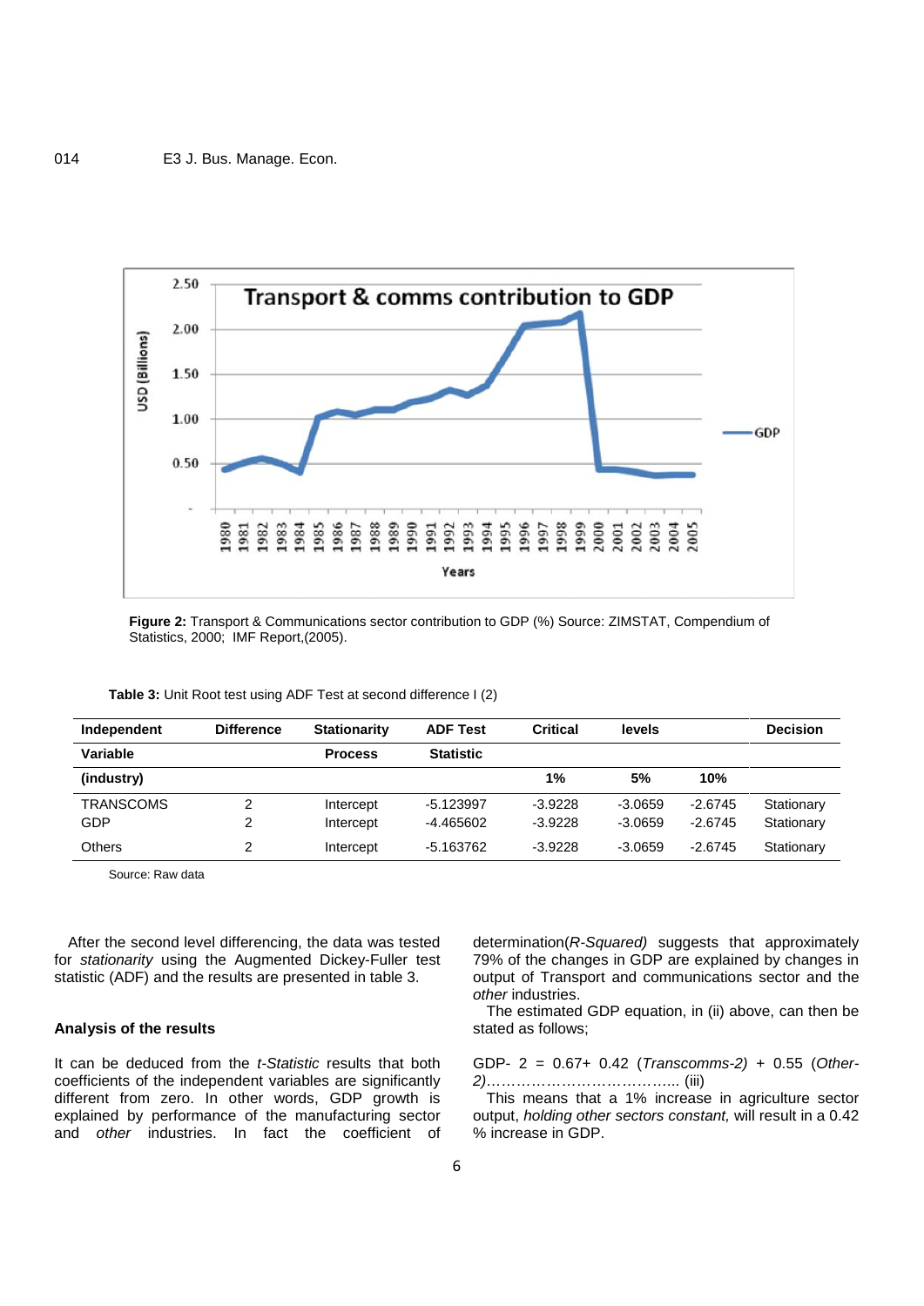Figure 2: Transport & Communications sector contribution to GDP (%) Source: ZIMSTAT, Compendium of Statistics, 2000; IMF Report,(2005).

**Table 3:** Unit Root test using ADF Test at second difference I (2)

| Independent Variable (industry) | Difference | Stationarity Process | ADF Test Statistic | Critical levels 1% | 5% | 10% | Decision |
|---|---|---|---|---|---|---|---|
| TRANSCOMS | 2 | Intercept | -5.123997 | -3.9228 | -3.0659 | -2.6745 | Stationary |
| GDP | 2 | Intercept | -4.465602 | -3.9228 | -3.0659 | -2.6745 | Stationary |
| Others | 2 | Intercept | -5.163762 | -3.9228 | -3.0659 | -2.6745 | Stationary |

Source: Raw data

After the second level differencing, the data was tested for *stationarity* using the Augmented Dickey-Fuller test statistic (ADF) and the results are presented in table 3.

## Analysis of the results

It can be deduced from the *t-Statistic* results that both coefficients of the independent variables are significantly different from zero. In other words, GDP growth is explained by performance of the manufacturing sector and *other* industries. In fact the coefficient of determination(*R-Squared)* suggests that approximately 79% of the changes in GDP are explained by changes in output of Transport and communications sector and the *other* industries.

The estimated GDP equation, in (ii) above, can then be stated as follows;

GDP- 2 = 0.67+ 0.42 (*Transcomms-2)* + 0.55 (*Other-2)*………………………………….. (iii)

This means that a 1% increase in agriculture sector output, *holding other sectors constant,* will result in a 0.42 % increase in GDP.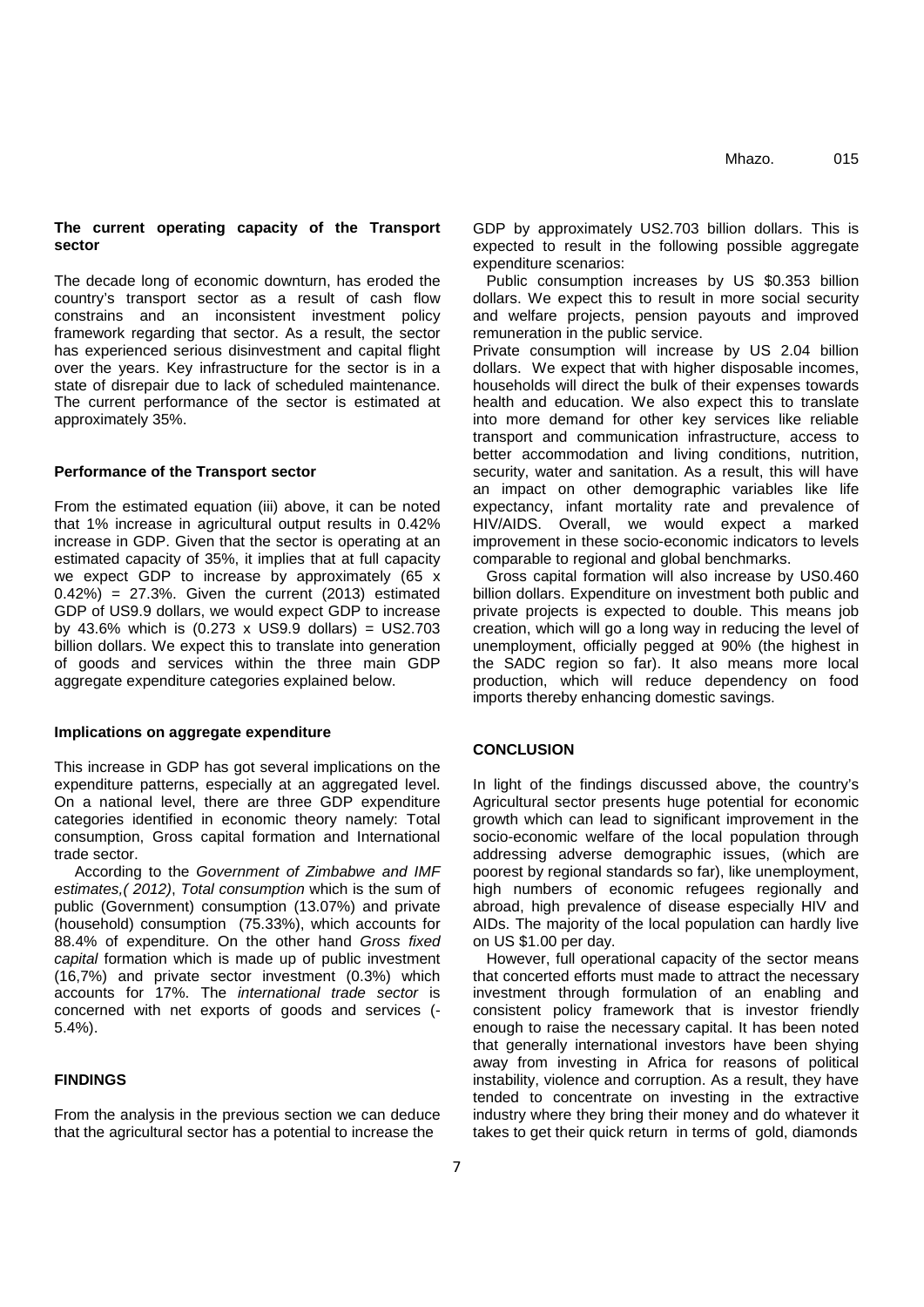**The current operating capacity of the Transport sector**

The decade long of economic downturn, has eroded the country's transport sector as a result of cash flow constrains and an inconsistent investment policy framework regarding that sector. As a result, the sector has experienced serious disinvestment and capital flight over the years. Key infrastructure for the sector is in a state of disrepair due to lack of scheduled maintenance. The current performance of the sector is estimated at approximately 35%.

**Performance of the Transport sector**

From the estimated equation (iii) above, it can be noted that 1% increase in agricultural output results in 0.42% increase in GDP. Given that the sector is operating at an estimated capacity of 35%, it implies that at full capacity we expect GDP to increase by approximately (65 x 0.42%) = 27.3%. Given the current (2013) estimated GDP of US9.9 dollars, we would expect GDP to increase by 43.6% which is (0.273 x US9.9 dollars) = US2.703 billion dollars. We expect this to translate into generation of goods and services within the three main GDP aggregate expenditure categories explained below.

**Implications on aggregate expenditure**

This increase in GDP has got several implications on the expenditure patterns, especially at an aggregated level. On a national level, there are three GDP expenditure categories identified in economic theory namely: Total consumption, Gross capital formation and International trade sector.

According to the *Government of Zimbabwe and IMF estimates,( 2012)*, *Total consumption* which is the sum of public (Government) consumption (13.07%) and private (household) consumption (75.33%), which accounts for 88.4% of expenditure. On the other hand *Gross fixed capital* formation which is made up of public investment (16,7%) and private sector investment (0.3%) which accounts for 17%. The *international trade sector* is concerned with net exports of goods and services (-5.4%).

**FINDINGS**

From the analysis in the previous section we can deduce that the agricultural sector has a potential to increase the GDP by approximately US2.703 billion dollars. This is expected to result in the following possible aggregate expenditure scenarios:

Public consumption increases by US $0.353 billion dollars. We expect this to result in more social security and welfare projects, pension payouts and improved remuneration in the public service.

Private consumption will increase by US 2.04 billion dollars. We expect that with higher disposable incomes, households will direct the bulk of their expenses towards health and education. We also expect this to translate into more demand for other key services like reliable transport and communication infrastructure, access to better accommodation and living conditions, nutrition, security, water and sanitation. As a result, this will have an impact on other demographic variables like life expectancy, infant mortality rate and prevalence of HIV/AIDS. Overall, we would expect a marked improvement in these socio-economic indicators to levels comparable to regional and global benchmarks.

Gross capital formation will also increase by US0.460 billion dollars. Expenditure on investment both public and private projects is expected to double. This means job creation, which will go a long way in reducing the level of unemployment, officially pegged at 90% (the highest in the SADC region so far). It also means more local production, which will reduce dependency on food imports thereby enhancing domestic savings.

**CONCLUSION**

In light of the findings discussed above, the country's Agricultural sector presents huge potential for economic growth which can lead to significant improvement in the socio-economic welfare of the local population through addressing adverse demographic issues, (which are poorest by regional standards so far), like unemployment, high numbers of economic refugees regionally and abroad, high prevalence of disease especially HIV and AIDs. The majority of the local population can hardly live on US $1.00 per day.

However, full operational capacity of the sector means that concerted efforts must made to attract the necessary investment through formulation of an enabling and consistent policy framework that is investor friendly enough to raise the necessary capital. It has been noted that generally international investors have been shying away from investing in Africa for reasons of political instability, violence and corruption. As a result, they have tended to concentrate on investing in the extractive industry where they bring their money and do whatever it takes to get their quick return in terms of gold, diamonds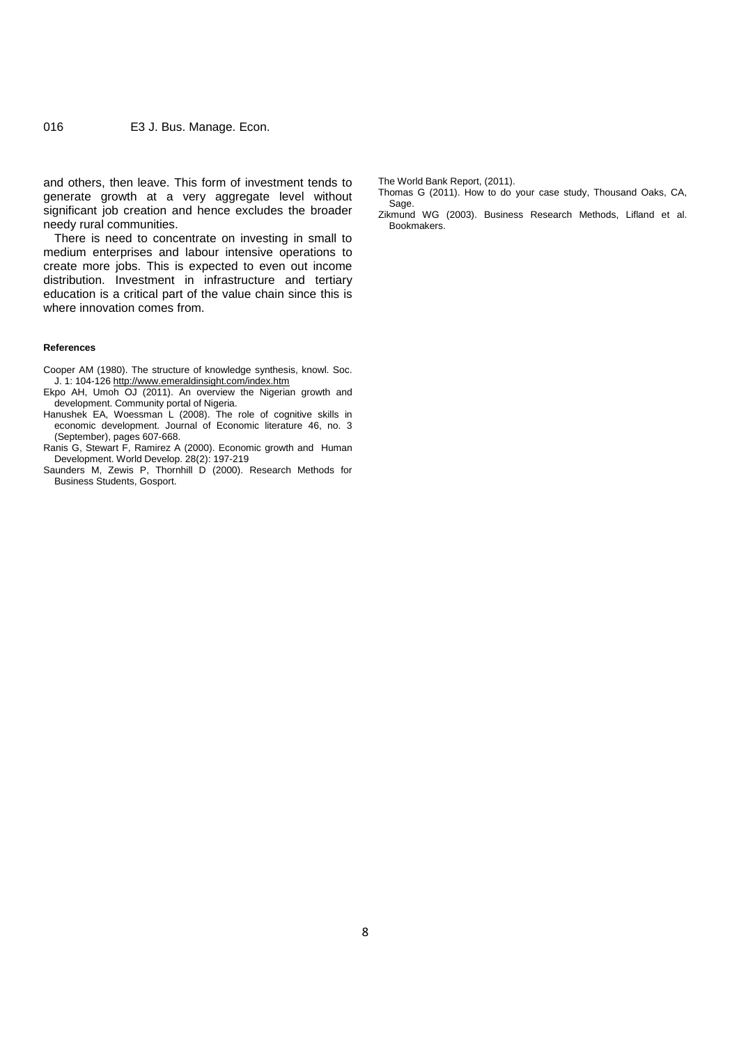and others, then leave. This form of investment tends to generate growth at a very aggregate level without significant job creation and hence excludes the broader needy rural communities.

There is need to concentrate on investing in small to medium enterprises and labour intensive operations to create more jobs. This is expected to even out income distribution. Investment in infrastructure and tertiary education is a critical part of the value chain since this is where innovation comes from.

#### References

Cooper AM (1980). The structure of knowledge synthesis, knowl. Soc. J. 1: 104-126 http://www.emeraldinsight.com/index.htm

Ekpo AH, Umoh OJ (2011). An overview the Nigerian growth and development. Community portal of Nigeria.

Hanushek EA, Woessman L (2008). The role of cognitive skills in economic development. Journal of Economic literature 46, no. 3 (September), pages 607-668.

Ranis G, Stewart F, Ramirez A (2000). Economic growth and Human Development. World Develop. 28(2): 197-219

Saunders M, Zewis P, Thornhill D (2000). Research Methods for Business Students, Gosport.

The World Bank Report, (2011).

Thomas G (2011). How to do your case study, Thousand Oaks, CA, Sage.

Zikmund WG (2003). Business Research Methods, Lifland et al. Bookmakers.